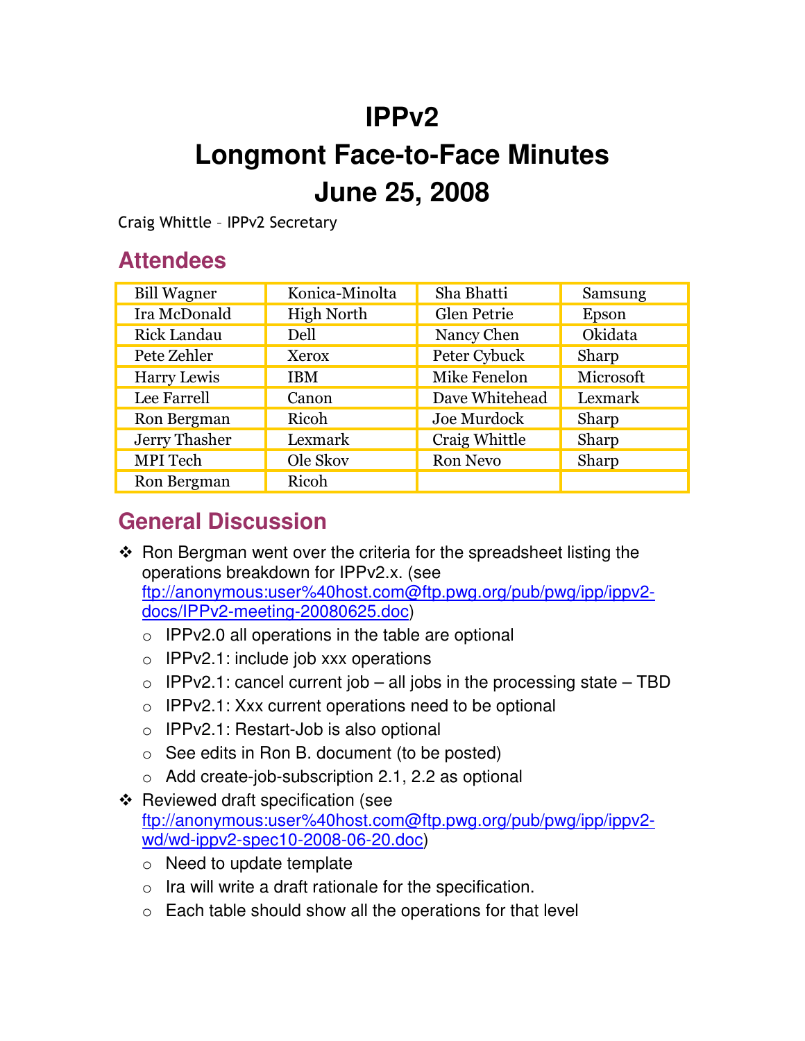# IPPv2

# Longmont Face-to-Face Minutes

# June 25, 2008

Craig Whittle – IPPv2 Secretary

## Attendees

| | | | |
|---|---|---|---|
| Bill Wagner | Konica-Minolta | Sha Bhatti | Samsung |
| Ira McDonald | High North | Glen Petrie | Epson |
| Rick Landau | Dell | Nancy Chen | Okidata |
| Pete Zehler | Xerox | Peter Cybuck | Sharp |
| Harry Lewis | IBM | Mike Fenelon | Microsoft |
| Lee Farrell | Canon | Dave Whitehead | Lexmark |
| Ron Bergman | Ricoh | Joe Murdock | Sharp |
| Jerry Thasher | Lexmark | Craig Whittle | Sharp |
| MPI Tech | Ole Skov | Ron Nevo | Sharp |
| Ron Bergman | Ricoh | | |

## General Discussion

- Ron Bergman went over the criteria for the spreadsheet listing the operations breakdown for IPPv2.x. (see ftp://anonymous:user%40host.com@ftp.pwg.org/pub/pwg/ipp/ippv2-docs/IPPv2-meeting-20080625.doc)
  - IPPv2.0 all operations in the table are optional
  - IPPv2.1: include job xxx operations
  - IPPv2.1: cancel current job – all jobs in the processing state – TBD
  - IPPv2.1: Xxx current operations need to be optional
  - IPPv2.1: Restart-Job is also optional
  - See edits in Ron B. document (to be posted)
  - Add create-job-subscription 2.1, 2.2 as optional
- Reviewed draft specification (see ftp://anonymous:user%40host.com@ftp.pwg.org/pub/pwg/ipp/ippv2-wd/wd-ippv2-spec10-2008-06-20.doc)
  - Need to update template
  - Ira will write a draft rationale for the specification.
  - Each table should show all the operations for that level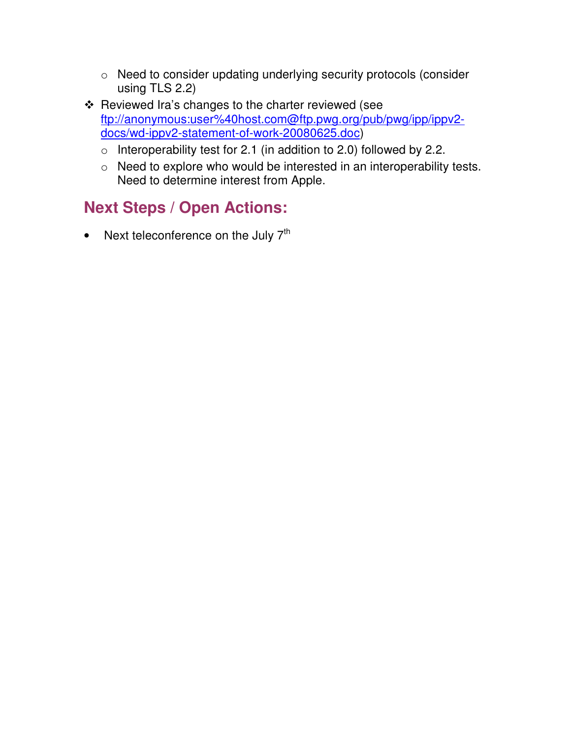- Need to consider updating underlying security protocols (consider using TLS 2.2)

- Reviewed Ira's changes to the charter reviewed (see [ftp://anonymous:user%40host.com@ftp.pwg.org/pub/pwg/ipp/ippv2-docs/wd-ippv2-statement-of-work-20080625.doc](ftp://anonymous:user%40host.com@ftp.pwg.org/pub/pwg/ipp/ippv2-docs/wd-ippv2-statement-of-work-20080625.doc))
  - Interoperability test for 2.1 (in addition to 2.0) followed by 2.2.
  - Need to explore who would be interested in an interoperability tests. Need to determine interest from Apple.

## Next Steps / Open Actions:

- Next teleconference on the July 7th